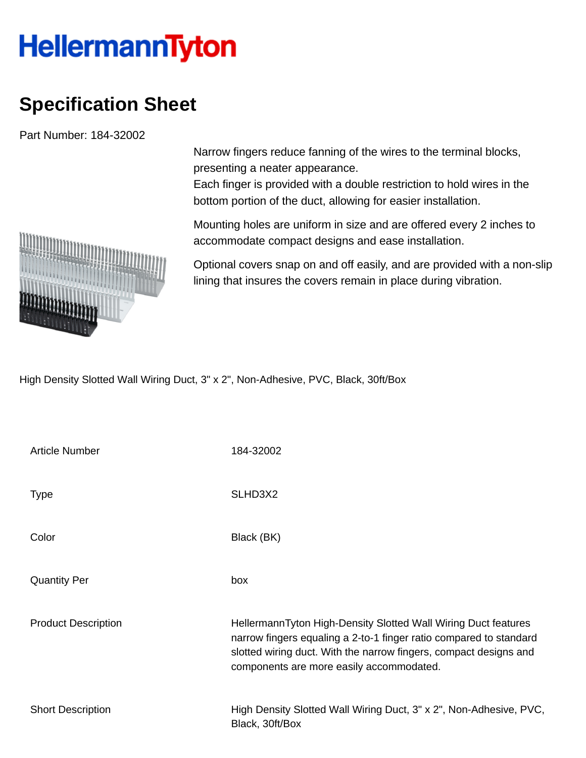HellermannTyton

# Specification Sheet

Part Number: 184-32002

Narrow fingers reduce fanning of the wires to the terminal blocks, presenting a neater appearance.
Each finger is provided with a double restriction to hold wires in the bottom portion of the duct, allowing for easier installation.

Mounting holes are uniform in size and are offered every 2 inches to accommodate compact designs and ease installation.

Optional covers snap on and off easily, and are provided with a non-slip lining that insures the covers remain in place during vibration.

High Density Slotted Wall Wiring Duct, 3" x 2", Non-Adhesive, PVC, Black, 30ft/Box

| | |
|---|---|
| Article Number | 184-32002 |
| Type | SLHD3X2 |
| Color | Black (BK) |
| Quantity Per | box |
| Product Description | HellermannTyton High-Density Slotted Wall Wiring Duct features narrow fingers equaling a 2-to-1 finger ratio compared to standard slotted wiring duct. With the narrow fingers, compact designs and components are more easily accommodated. |
| Short Description | High Density Slotted Wall Wiring Duct, 3" x 2", Non-Adhesive, PVC, Black, 30ft/Box |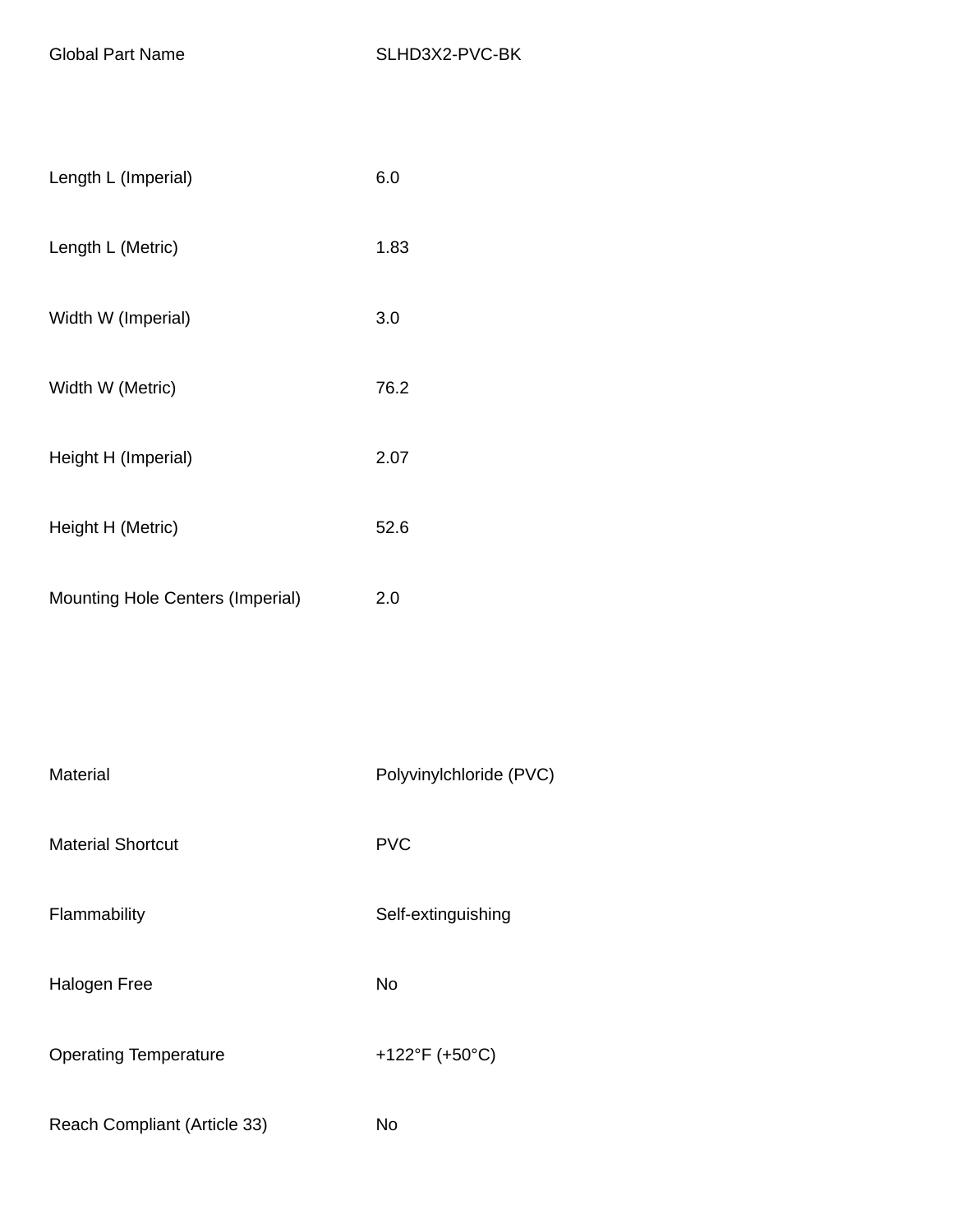| | |
|---|---|
| Global Part Name | SLHD3X2-PVC-BK |

| | |
|---|---|
| Length L (Imperial) | 6.0 |
| Length L (Metric) | 1.83 |
| Width W (Imperial) | 3.0 |
| Width W (Metric) | 76.2 |
| Height H (Imperial) | 2.07 |
| Height H (Metric) | 52.6 |
| Mounting Hole Centers (Imperial) | 2.0 |

| | |
|---|---|
| Material | Polyvinylchloride (PVC) |
| Material Shortcut | PVC |
| Flammability | Self-extinguishing |
| Halogen Free | No |
| Operating Temperature | +122°F (+50°C) |
| Reach Compliant (Article 33) | No |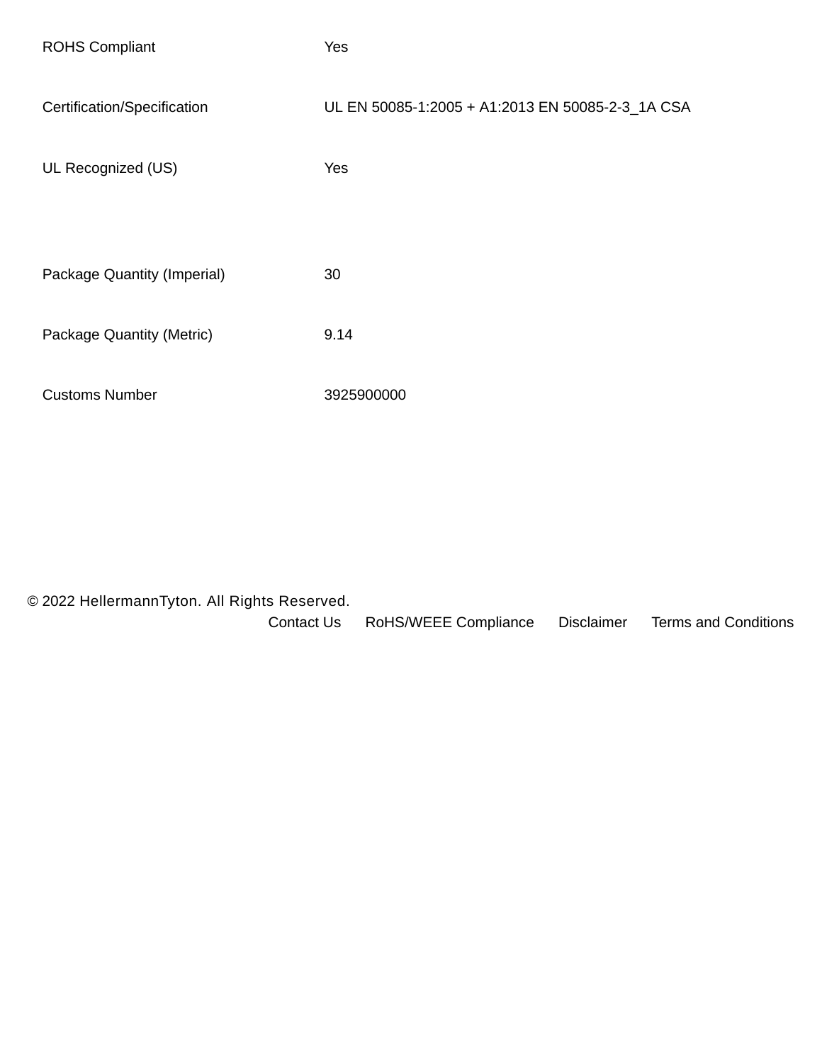| | |
|---|---|
| ROHS Compliant | Yes |
| Certification/Specification | UL EN 50085-1:2005 + A1:2013 EN 50085-2-3_1A CSA |
| UL Recognized (US) | Yes |
| Package Quantity (Imperial) | 30 |
| Package Quantity (Metric) | 9.14 |
| Customs Number | 3925900000 |

© 2022 HellermannTyton. All Rights Reserved.

Contact Us RoHS/WEEE Compliance Disclaimer Terms and Conditions